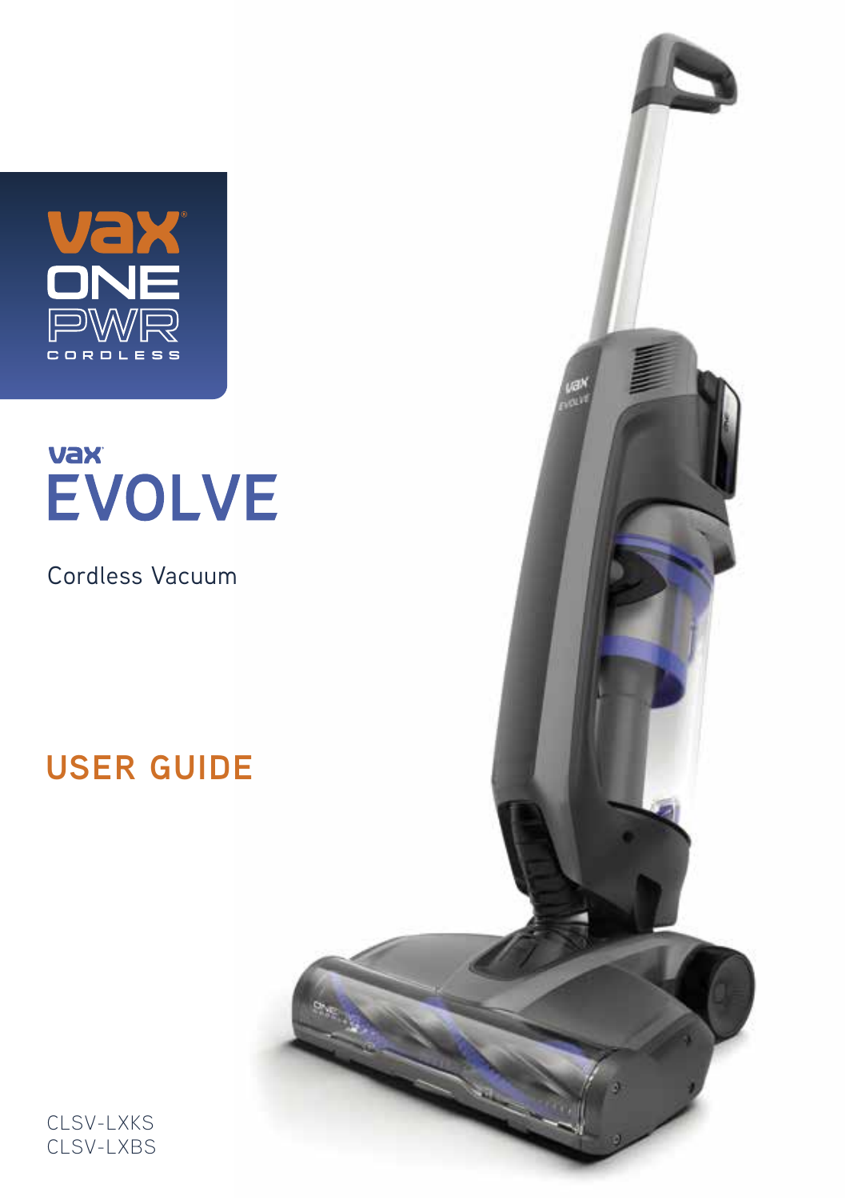vax
ONE
PWR
CORDLESS

vax

# EVOLVE

Cordless Vacuum

## USER GUIDE

CLSV-LXKS
CLSV-LXBS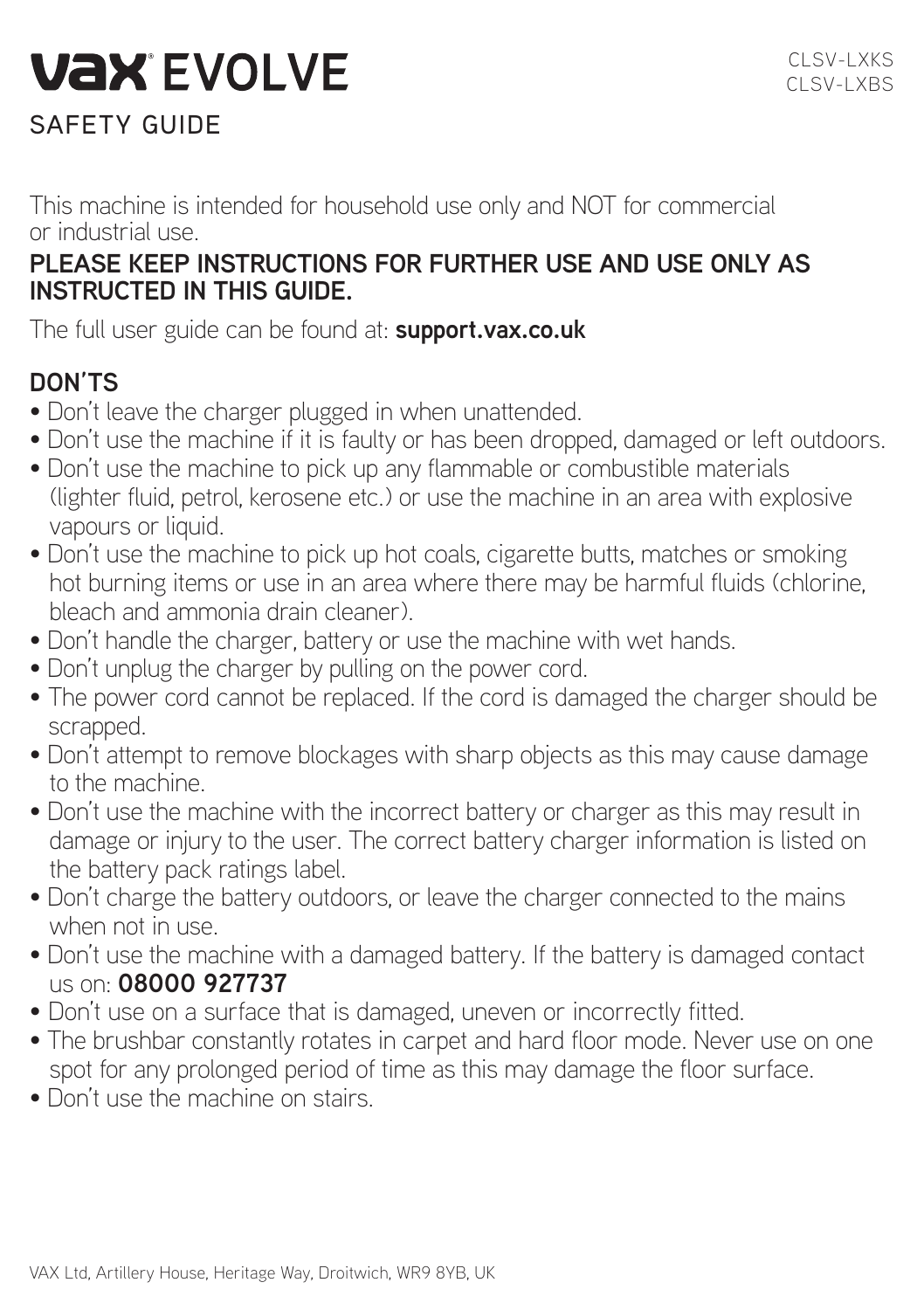# VAX® EVOLVE

CLSV-LXKS
CLSV-LXBS

## SAFETY GUIDE

This machine is intended for household use only and NOT for commercial or industrial use.

**PLEASE KEEP INSTRUCTIONS FOR FURTHER USE AND USE ONLY AS INSTRUCTED IN THIS GUIDE.**

The full user guide can be found at: **support.vax.co.uk**

### DON'TS

- Don't leave the charger plugged in when unattended.
- Don't use the machine if it is faulty or has been dropped, damaged or left outdoors.
- Don't use the machine to pick up any flammable or combustible materials (lighter fluid, petrol, kerosene etc.) or use the machine in an area with explosive vapours or liquid.
- Don't use the machine to pick up hot coals, cigarette butts, matches or smoking hot burning items or use in an area where there may be harmful fluids (chlorine, bleach and ammonia drain cleaner).
- Don't handle the charger, battery or use the machine with wet hands.
- Don't unplug the charger by pulling on the power cord.
- The power cord cannot be replaced. If the cord is damaged the charger should be scrapped.
- Don't attempt to remove blockages with sharp objects as this may cause damage to the machine.
- Don't use the machine with the incorrect battery or charger as this may result in damage or injury to the user. The correct battery charger information is listed on the battery pack ratings label.
- Don't charge the battery outdoors, or leave the charger connected to the mains when not in use.
- Don't use the machine with a damaged battery. If the battery is damaged contact us on: **08000 927737**
- Don't use on a surface that is damaged, uneven or incorrectly fitted.
- The brushbar constantly rotates in carpet and hard floor mode. Never use on one spot for any prolonged period of time as this may damage the floor surface.
- Don't use the machine on stairs.

VAX Ltd, Artillery House, Heritage Way, Droitwich, WR9 8YB, UK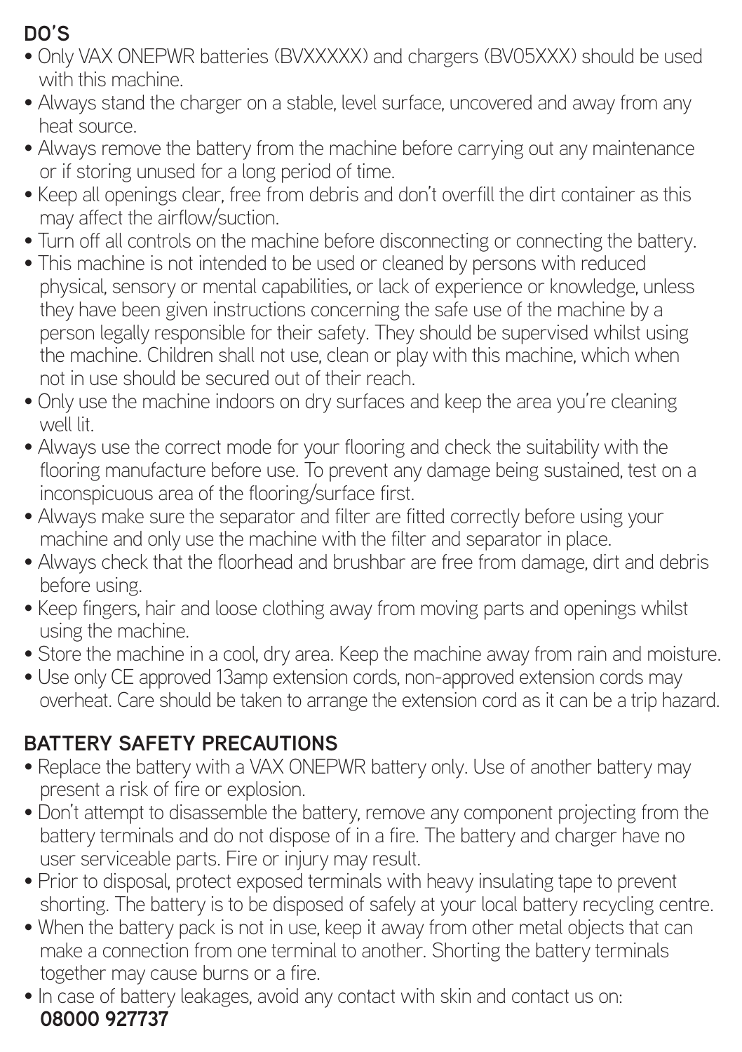## DO'S

- Only VAX ONEPWR batteries (BVXXXXX) and chargers (BV05XXX) should be used with this machine.
- Always stand the charger on a stable, level surface, uncovered and away from any heat source.
- Always remove the battery from the machine before carrying out any maintenance or if storing unused for a long period of time.
- Keep all openings clear, free from debris and don't overfill the dirt container as this may affect the airflow/suction.
- Turn off all controls on the machine before disconnecting or connecting the battery.
- This machine is not intended to be used or cleaned by persons with reduced physical, sensory or mental capabilities, or lack of experience or knowledge, unless they have been given instructions concerning the safe use of the machine by a person legally responsible for their safety. They should be supervised whilst using the machine. Children shall not use, clean or play with this machine, which when not in use should be secured out of their reach.
- Only use the machine indoors on dry surfaces and keep the area you're cleaning well lit.
- Always use the correct mode for your flooring and check the suitability with the flooring manufacture before use. To prevent any damage being sustained, test on a inconspicuous area of the flooring/surface first.
- Always make sure the separator and filter are fitted correctly before using your machine and only use the machine with the filter and separator in place.
- Always check that the floorhead and brushbar are free from damage, dirt and debris before using.
- Keep fingers, hair and loose clothing away from moving parts and openings whilst using the machine.
- Store the machine in a cool, dry area. Keep the machine away from rain and moisture.
- Use only CE approved 13amp extension cords, non-approved extension cords may overheat. Care should be taken to arrange the extension cord as it can be a trip hazard.

## BATTERY SAFETY PRECAUTIONS

- Replace the battery with a VAX ONEPWR battery only. Use of another battery may present a risk of fire or explosion.
- Don't attempt to disassemble the battery, remove any component projecting from the battery terminals and do not dispose of in a fire. The battery and charger have no user serviceable parts. Fire or injury may result.
- Prior to disposal, protect exposed terminals with heavy insulating tape to prevent shorting. The battery is to be disposed of safely at your local battery recycling centre.
- When the battery pack is not in use, keep it away from other metal objects that can make a connection from one terminal to another. Shorting the battery terminals together may cause burns or a fire.
- In case of battery leakages, avoid any contact with skin and contact us on: **08000 927737**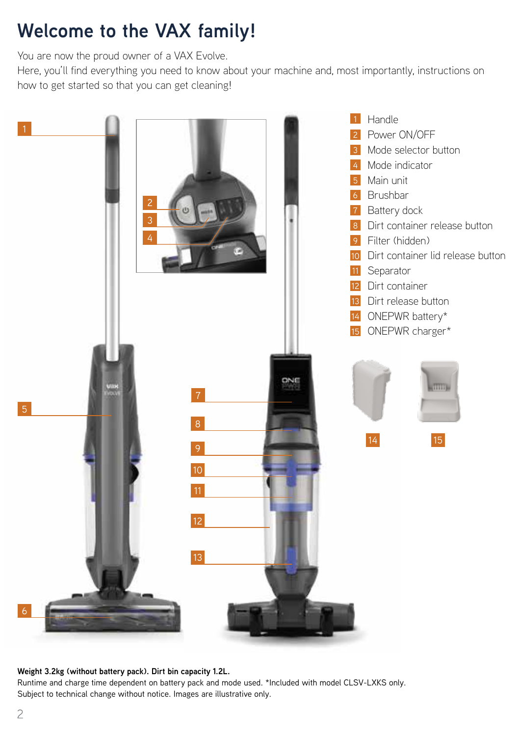# Welcome to the VAX family!

You are now the proud owner of a VAX Evolve.
Here, you'll find everything you need to know about your machine and, most importantly, instructions on how to get started so that you can get cleaning!

1. Handle
2. Power ON/OFF
3. Mode selector button
4. Mode indicator
5. Main unit
6. Brushbar
7. Battery dock
8. Dirt container release button
9. Filter (hidden)
10. Dirt container lid release button
11. Separator
12. Dirt container
13. Dirt release button
14. ONEPWR battery*
15. ONEPWR charger*

**Weight 3.2kg (without battery pack). Dirt bin capacity 1.2L.**
Runtime and charge time dependent on battery pack and mode used. *Included with model CLSV-LXKS only.
Subject to technical change without notice. Images are illustrative only.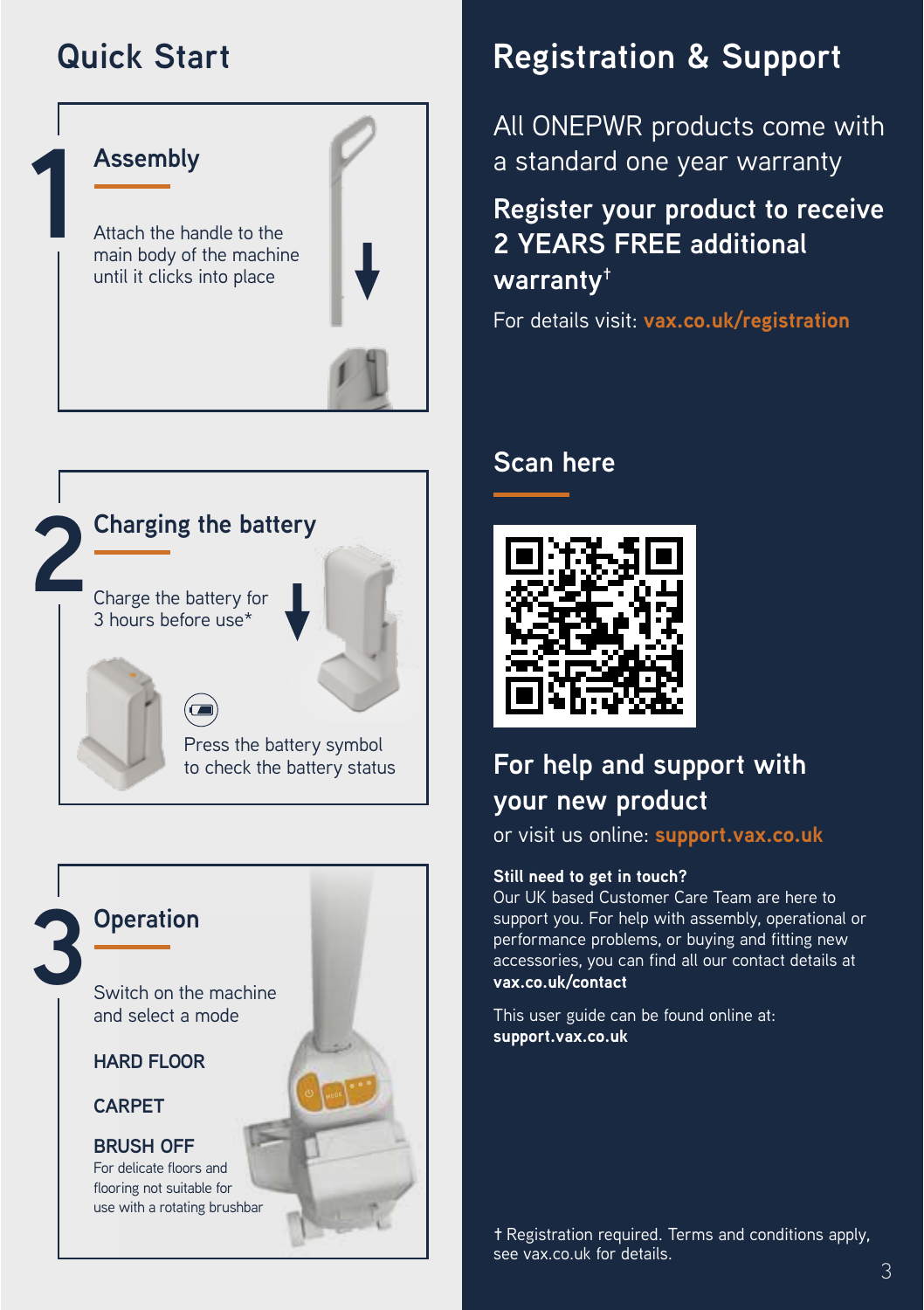## Quick Start

### 1 Assembly

Attach the handle to the main body of the machine until it clicks into place

### 2 Charging the battery

Charge the battery for 3 hours before use*

Press the battery symbol to check the battery status

### 3 Operation

Switch on the machine and select a mode

**HARD FLOOR**

**CARPET**

**BRUSH OFF**
For delicate floors and flooring not suitable for use with a rotating brushbar

## Registration & Support

All ONEPWR products come with a standard one year warranty

**Register your product to receive 2 YEARS FREE additional warranty†**

For details visit: **vax.co.uk/registration**

### Scan here

### For help and support with your new product

or visit us online: **support.vax.co.uk**

**Still need to get in touch?**
Our UK based Customer Care Team are here to support you. For help with assembly, operational or performance problems, or buying and fitting new accessories, you can find all our contact details at **vax.co.uk/contact**

This user guide can be found online at: **support.vax.co.uk**

† Registration required. Terms and conditions apply, see vax.co.uk for details.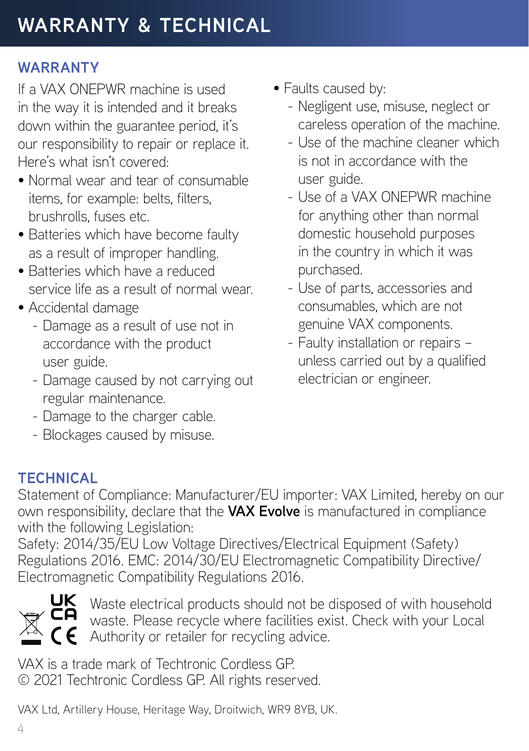# WARRANTY & TECHNICAL

## WARRANTY

If a VAX ONEPWR machine is used in the way it is intended and it breaks down within the guarantee period, it's our responsibility to repair or replace it. Here's what isn't covered:

- Normal wear and tear of consumable items, for example: belts, filters, brushrolls, fuses etc.
- Batteries which have become faulty as a result of improper handling.
- Batteries which have a reduced service life as a result of normal wear.
- Accidental damage
  - Damage as a result of use not in accordance with the product user guide.
  - Damage caused by not carrying out regular maintenance.
  - Damage to the charger cable.
  - Blockages caused by misuse.
- Faults caused by:
  - Negligent use, misuse, neglect or careless operation of the machine.
  - Use of the machine cleaner which is not in accordance with the user guide.
  - Use of a VAX ONEPWR machine for anything other than normal domestic household purposes in the country in which it was purchased.
  - Use of parts, accessories and consumables, which are not genuine VAX components.
  - Faulty installation or repairs – unless carried out by a qualified electrician or engineer.

## TECHNICAL

Statement of Compliance: Manufacturer/EU importer: VAX Limited, hereby on our own responsibility, declare that the **VAX Evolve** is manufactured in compliance with the following Legislation:
Safety: 2014/35/EU Low Voltage Directives/Electrical Equipment (Safety) Regulations 2016. EMC: 2014/30/EU Electromagnetic Compatibility Directive/ Electromagnetic Compatibility Regulations 2016.

UK CA CE

Waste electrical products should not be disposed of with household waste. Please recycle where facilities exist. Check with your Local Authority or retailer for recycling advice.

VAX is a trade mark of Techtronic Cordless GP.
© 2021 Techtronic Cordless GP. All rights reserved.

VAX Ltd, Artillery House, Heritage Way, Droitwich, WR9 8YB, UK.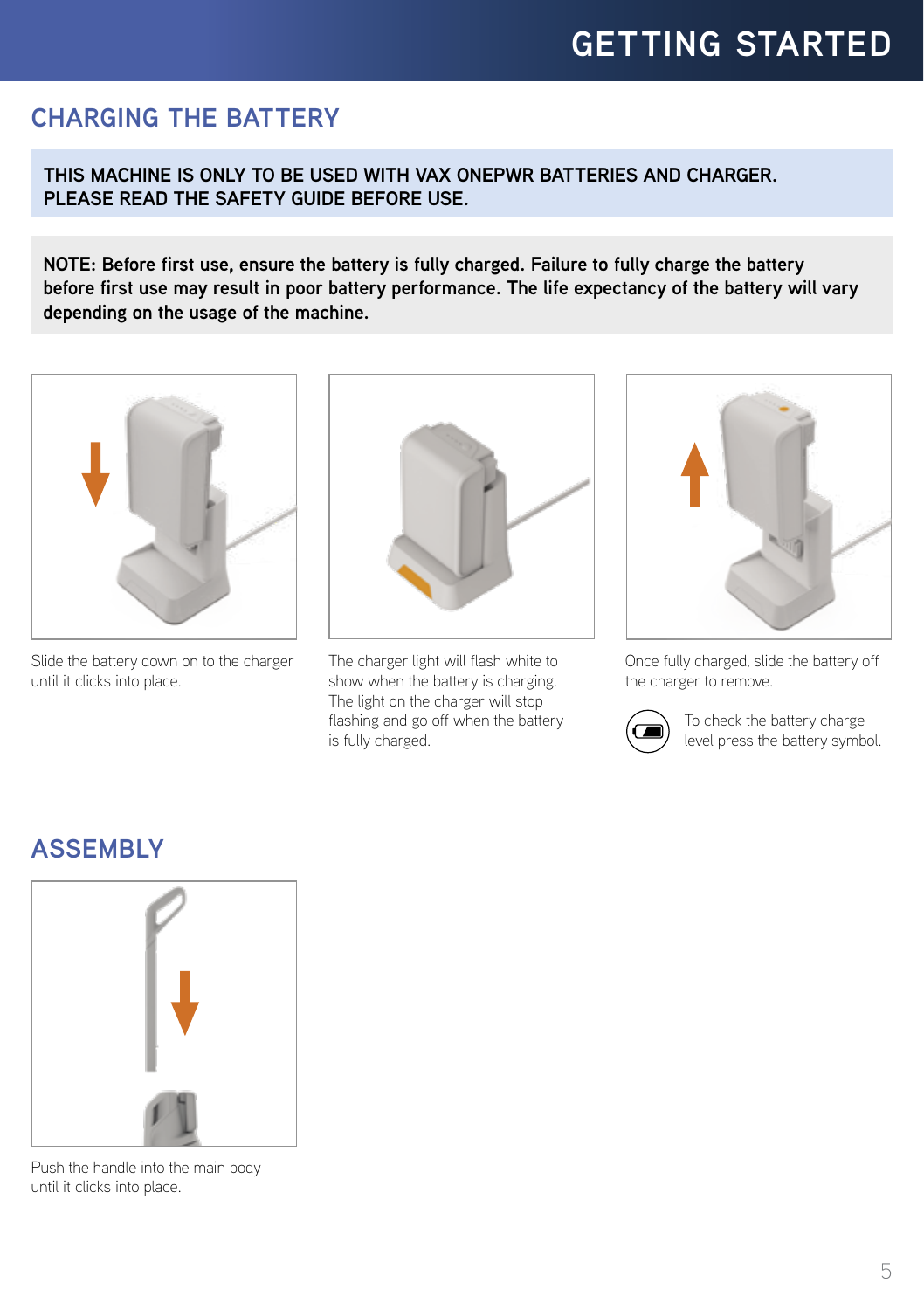# GETTING STARTED

## CHARGING THE BATTERY

**THIS MACHINE IS ONLY TO BE USED WITH VAX ONEPWR BATTERIES AND CHARGER. PLEASE READ THE SAFETY GUIDE BEFORE USE.**

**NOTE: Before first use, ensure the battery is fully charged. Failure to fully charge the battery before first use may result in poor battery performance. The life expectancy of the battery will vary depending on the usage of the machine.**

Slide the battery down on to the charger until it clicks into place.

The charger light will flash white to show when the battery is charging. The light on the charger will stop flashing and go off when the battery is fully charged.

Once fully charged, slide the battery off the charger to remove.

To check the battery charge level press the battery symbol.

## ASSEMBLY

Push the handle into the main body until it clicks into place.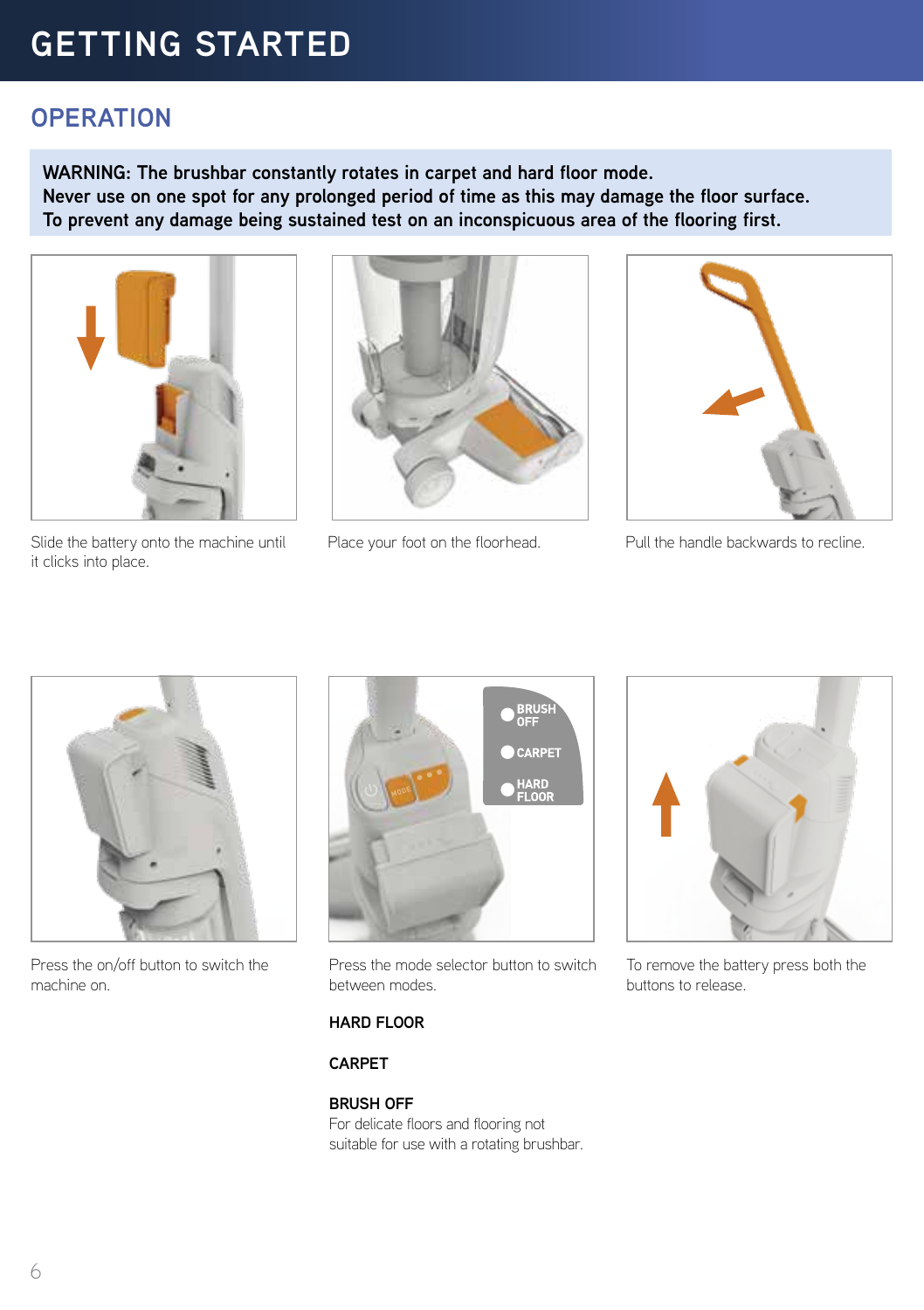# GETTING STARTED

## OPERATION

**WARNING: The brushbar constantly rotates in carpet and hard floor mode.**
**Never use on one spot for any prolonged period of time as this may damage the floor surface.**
**To prevent any damage being sustained test on an inconspicuous area of the flooring first.**

Slide the battery onto the machine until it clicks into place.

Place your foot on the floorhead.

Pull the handle backwards to recline.

Press the on/off button to switch the machine on.

Press the mode selector button to switch between modes.

**HARD FLOOR**

**CARPET**

**BRUSH OFF**
For delicate floors and flooring not suitable for use with a rotating brushbar.

To remove the battery press both the buttons to release.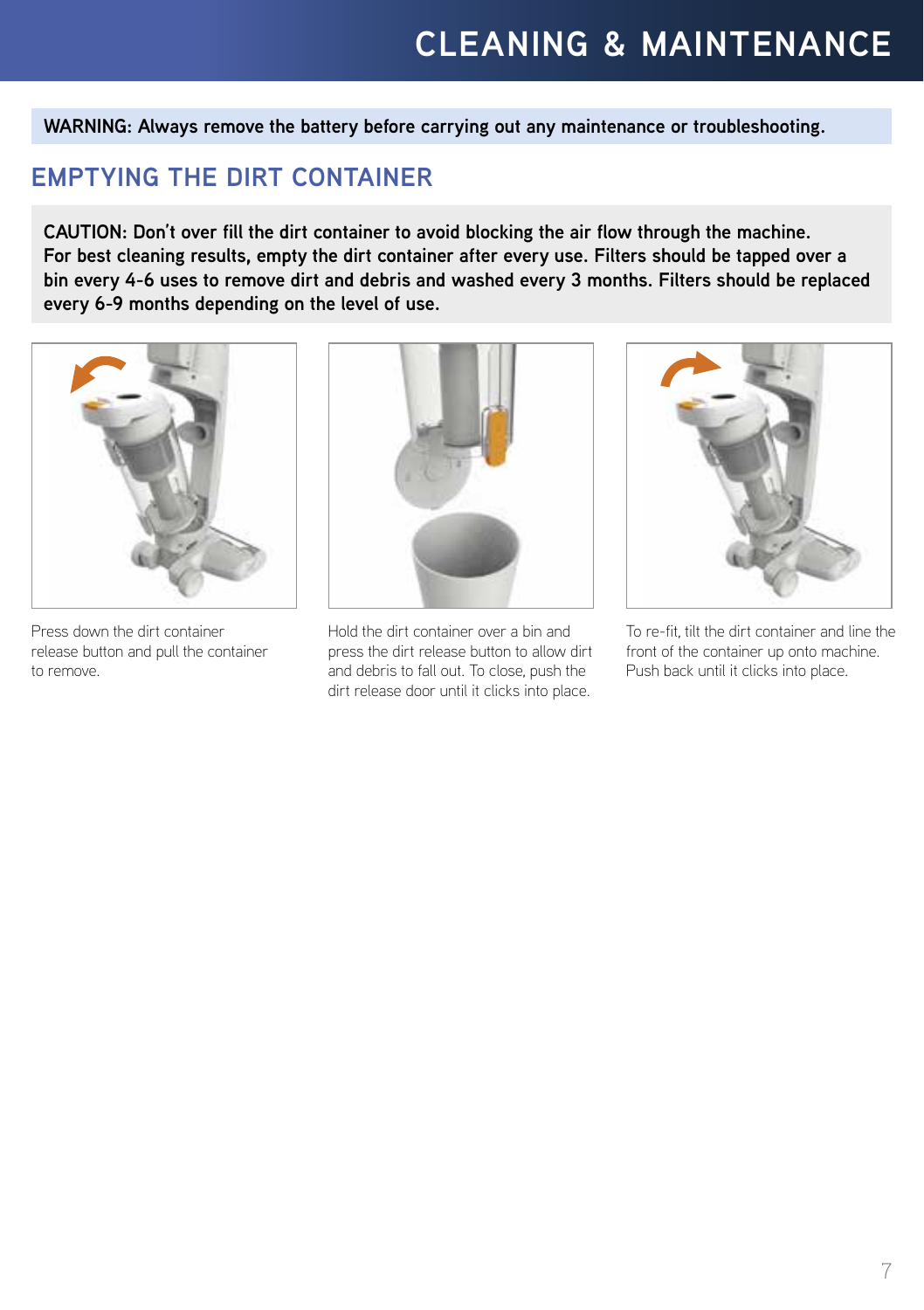# CLEANING & MAINTENANCE

**WARNING: Always remove the battery before carrying out any maintenance or troubleshooting.**

## EMPTYING THE DIRT CONTAINER

**CAUTION: Don't over fill the dirt container to avoid blocking the air flow through the machine. For best cleaning results, empty the dirt container after every use. Filters should be tapped over a bin every 4-6 uses to remove dirt and debris and washed every 3 months. Filters should be replaced every 6-9 months depending on the level of use.**

Press down the dirt container release button and pull the container to remove.

Hold the dirt container over a bin and press the dirt release button to allow dirt and debris to fall out. To close, push the dirt release door until it clicks into place.

To re-fit, tilt the dirt container and line the front of the container up onto machine. Push back until it clicks into place.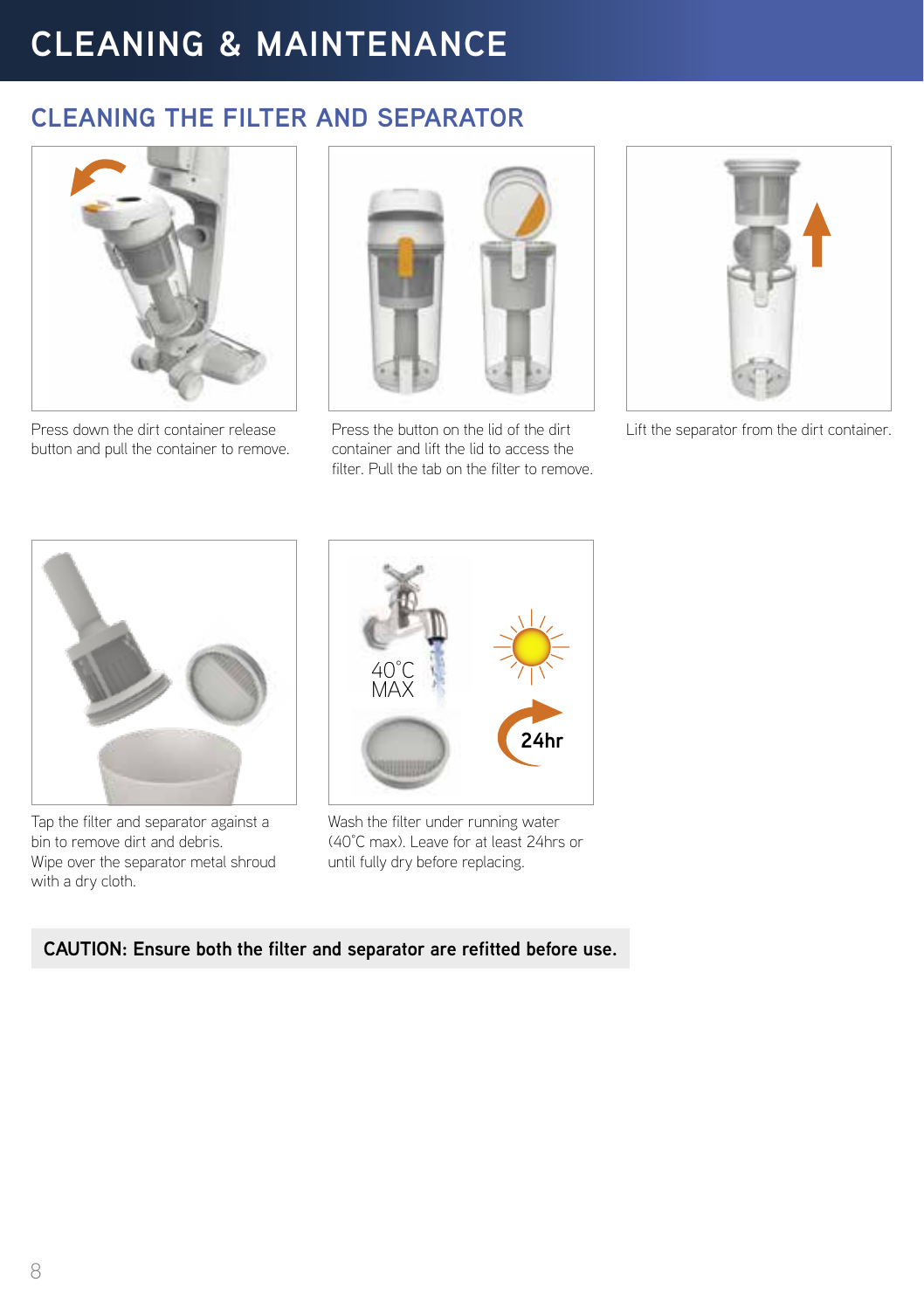# CLEANING & MAINTENANCE

## CLEANING THE FILTER AND SEPARATOR

Press down the dirt container release button and pull the container to remove.

Press the button on the lid of the dirt container and lift the lid to access the filter. Pull the tab on the filter to remove.

Lift the separator from the dirt container.

Tap the filter and separator against a bin to remove dirt and debris.
Wipe over the separator metal shroud with a dry cloth.

Wash the filter under running water (40˚C max). Leave for at least 24hrs or until fully dry before replacing.

**CAUTION: Ensure both the filter and separator are refitted before use.**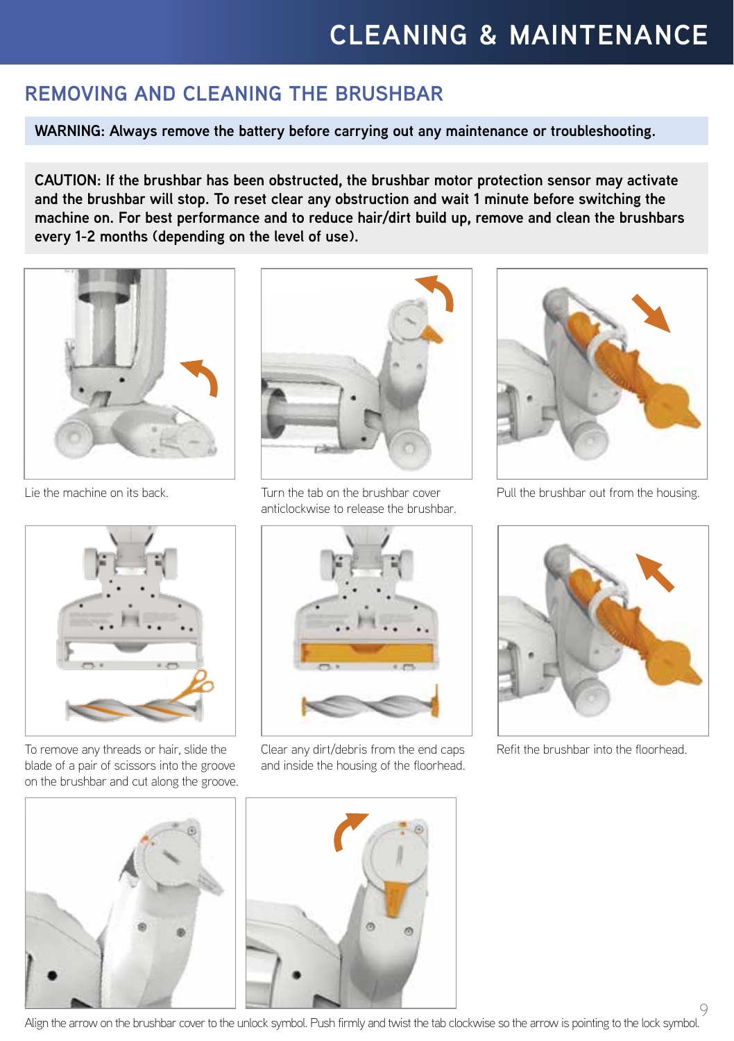# CLEANING & MAINTENANCE

## REMOVING AND CLEANING THE BRUSHBAR

**WARNING: Always remove the battery before carrying out any maintenance or troubleshooting.**

**CAUTION: If the brushbar has been obstructed, the brushbar motor protection sensor may activate and the brushbar will stop. To reset clear any obstruction and wait 1 minute before switching the machine on. For best performance and to reduce hair/dirt build up, remove and clean the brushbars every 1-2 months (depending on the level of use).**

Lie the machine on its back.

Turn the tab on the brushbar cover anticlockwise to release the brushbar.

Pull the brushbar out from the housing.

To remove any threads or hair, slide the blade of a pair of scissors into the groove on the brushbar and cut along the groove.

Clear any dirt/debris from the end caps and inside the housing of the floorhead.

Refit the brushbar into the floorhead.

Align the arrow on the brushbar cover to the unlock symbol. Push firmly and twist the tab clockwise so the arrow is pointing to the lock symbol.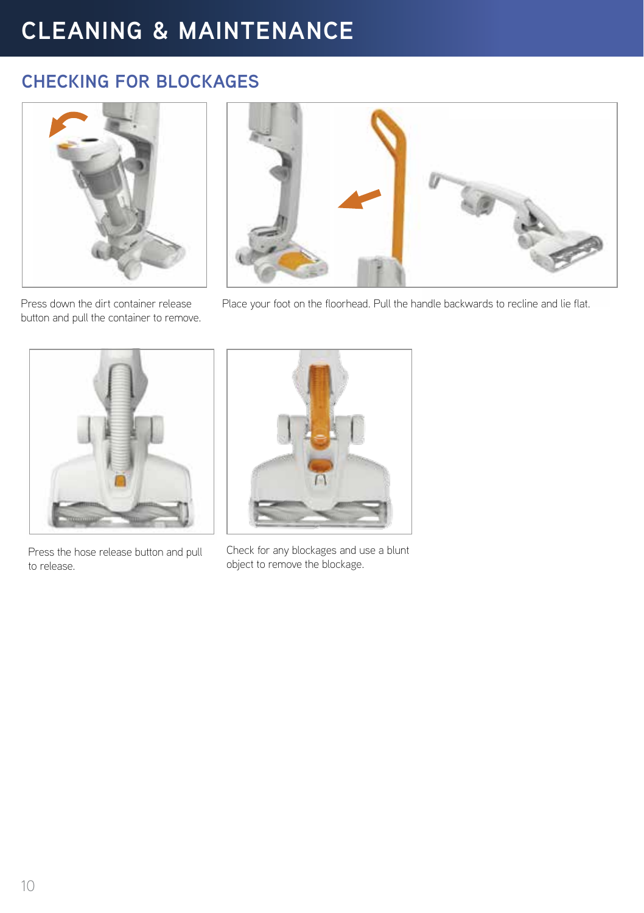# CLEANING & MAINTENANCE

## CHECKING FOR BLOCKAGES

Press down the dirt container release button and pull the container to remove.

Place your foot on the floorhead. Pull the handle backwards to recline and lie flat.

Press the hose release button and pull to release.

Check for any blockages and use a blunt object to remove the blockage.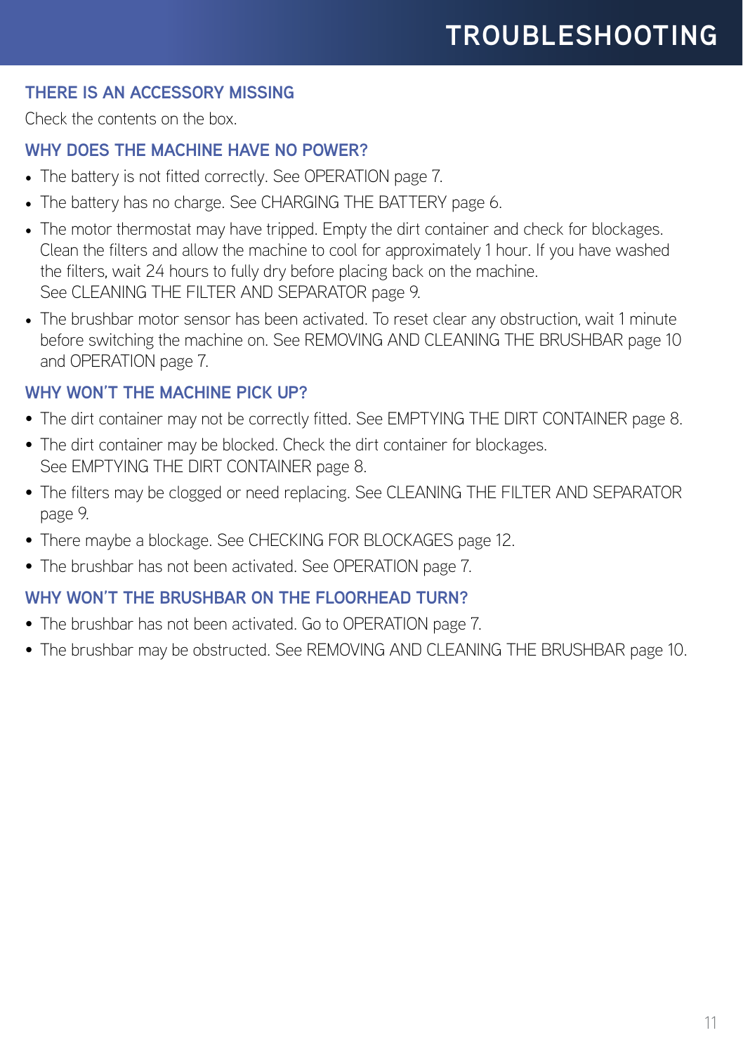# TROUBLESHOOTING

## THERE IS AN ACCESSORY MISSING

Check the contents on the box.

## WHY DOES THE MACHINE HAVE NO POWER?

- The battery is not fitted correctly. See OPERATION page 7.
- The battery has no charge. See CHARGING THE BATTERY page 6.
- The motor thermostat may have tripped. Empty the dirt container and check for blockages. Clean the filters and allow the machine to cool for approximately 1 hour. If you have washed the filters, wait 24 hours to fully dry before placing back on the machine. See CLEANING THE FILTER AND SEPARATOR page 9.
- The brushbar motor sensor has been activated. To reset clear any obstruction, wait 1 minute before switching the machine on. See REMOVING AND CLEANING THE BRUSHBAR page 10 and OPERATION page 7.

## WHY WON'T THE MACHINE PICK UP?

- The dirt container may not be correctly fitted. See EMPTYING THE DIRT CONTAINER page 8.
- The dirt container may be blocked. Check the dirt container for blockages. See EMPTYING THE DIRT CONTAINER page 8.
- The filters may be clogged or need replacing. See CLEANING THE FILTER AND SEPARATOR page 9.
- There maybe a blockage. See CHECKING FOR BLOCKAGES page 12.
- The brushbar has not been activated. See OPERATION page 7.

## WHY WON'T THE BRUSHBAR ON THE FLOORHEAD TURN?

- The brushbar has not been activated. Go to OPERATION page 7.
- The brushbar may be obstructed. See REMOVING AND CLEANING THE BRUSHBAR page 10.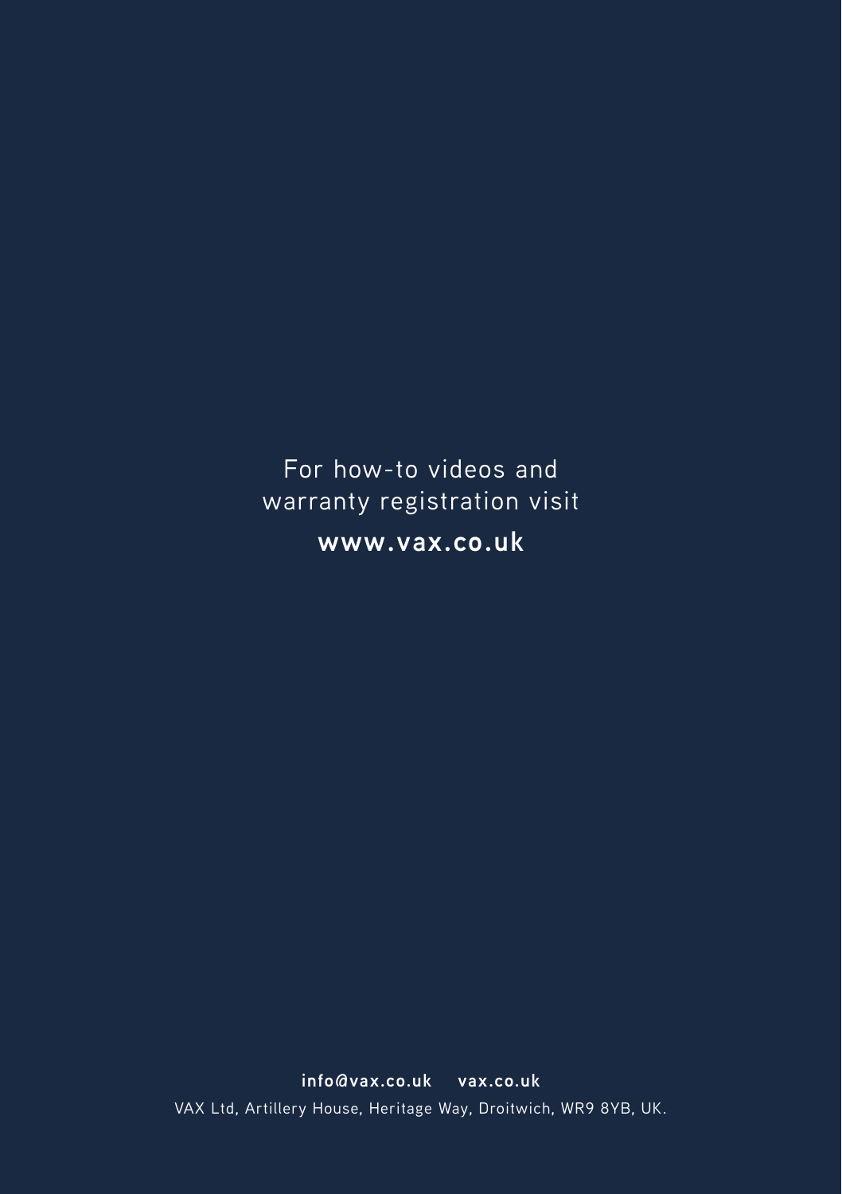For how-to videos and warranty registration visit

**www.vax.co.uk**

**info@vax.co.uk**  **vax.co.uk**

VAX Ltd, Artillery House, Heritage Way, Droitwich, WR9 8YB, UK.